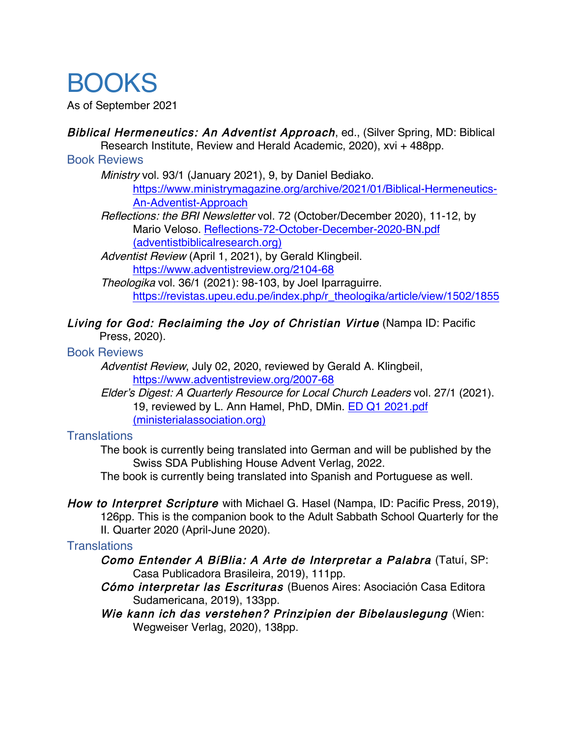# BOOKS

As of September 2021

***Biblical Hermeneutics: An Adventist Approach***, ed., (Silver Spring, MD: Biblical Research Institute, Review and Herald Academic, 2020), xvi + 488pp.

## Book Reviews

*Ministry* vol. 93/1 (January 2021), 9, by Daniel Bediako. [https://www.ministrymagazine.org/archive/2021/01/Biblical-Hermeneutics-An-Adventist-Approach](https://www.ministrymagazine.org/archive/2021/01/Biblical-Hermeneutics-An-Adventist-Approach)

*Reflections: the BRI Newsletter* vol. 72 (October/December 2020), 11-12, by Mario Veloso. Reflections-72-October-December-2020-BN.pdf (adventistbiblicalresearch.org)

*Adventist Review* (April 1, 2021), by Gerald Klingbeil. [https://www.adventistreview.org/2104-68](https://www.adventistreview.org/2104-68)

*Theologika* vol. 36/1 (2021): 98-103, by Joel Iparraguirre. [https://revistas.upeu.edu.pe/index.php/r_theologika/article/view/1502/1855](https://revistas.upeu.edu.pe/index.php/r_theologika/article/view/1502/1855)

***Living for God: Reclaiming the Joy of Christian Virtue*** (Nampa ID: Pacific Press, 2020).

## Book Reviews

*Adventist Review*, July 02, 2020, reviewed by Gerald A. Klingbeil, [https://www.adventistreview.org/2007-68](https://www.adventistreview.org/2007-68)

*Elder's Digest: A Quarterly Resource for Local Church Leaders* vol. 27/1 (2021). 19, reviewed by L. Ann Hamel, PhD, DMin. ED Q1 2021.pdf (ministerialassociation.org)

## Translations

The book is currently being translated into German and will be published by the Swiss SDA Publishing House Advent Verlag, 2022.

The book is currently being translated into Spanish and Portuguese as well.

***How to Interpret Scripture*** with Michael G. Hasel (Nampa, ID: Pacific Press, 2019), 126pp. This is the companion book to the Adult Sabbath School Quarterly for the II. Quarter 2020 (April-June 2020).

## Translations

***Como Entender A BíBlia: A Arte de Interpretar a Palabra*** (Tatuí, SP: Casa Publicadora Brasileira, 2019), 111pp.

***Cómo interpretar las Escrituras*** (Buenos Aires: Asociación Casa Editora Sudamericana, 2019), 133pp.

***Wie kann ich das verstehen? Prinzipien der Bibelauslegung*** (Wien: Wegweiser Verlag, 2020), 138pp.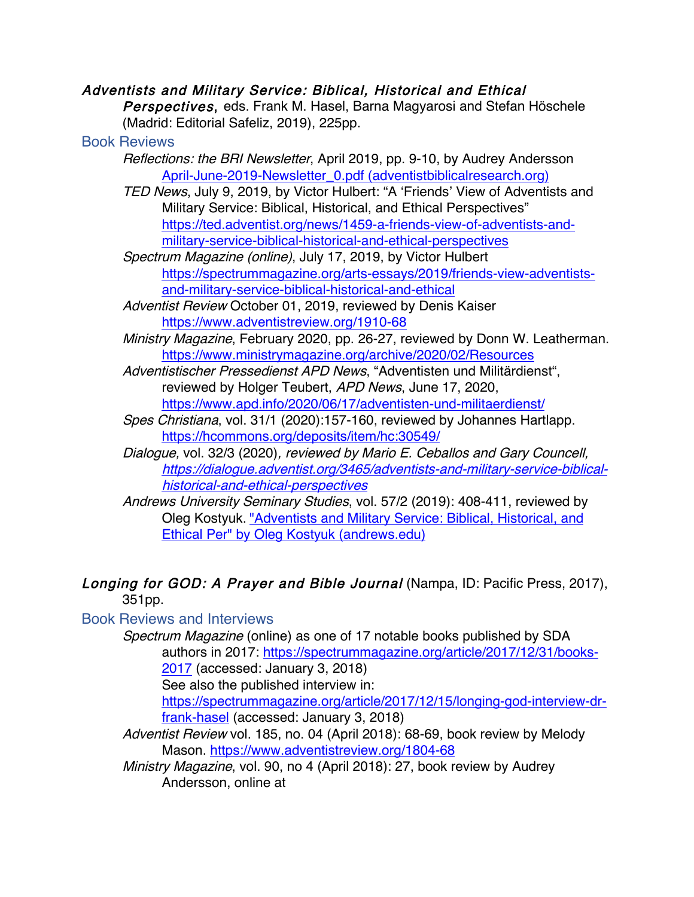***Adventists and Military Service: Biblical, Historical and Ethical Perspectives***, eds. Frank M. Hasel, Barna Magyarosi and Stefan Höschele (Madrid: Editorial Safeliz, 2019), 225pp.

### Book Reviews

- *Reflections: the BRI Newsletter*, April 2019, pp. 9-10, by Audrey Andersson
  April-June-2019-Newsletter_0.pdf (adventistbiblicalresearch.org)
- *TED News*, July 9, 2019, by Victor Hulbert: "A 'Friends' View of Adventists and Military Service: Biblical, Historical, and Ethical Perspectives"
  https://ted.adventist.org/news/1459-a-friends-view-of-adventists-and-military-service-biblical-historical-and-ethical-perspectives
- *Spectrum Magazine (online)*, July 17, 2019, by Victor Hulbert
  https://spectrummagazine.org/arts-essays/2019/friends-view-adventists-and-military-service-biblical-historical-and-ethical
- *Adventist Review* October 01, 2019, reviewed by Denis Kaiser
  https://www.adventistreview.org/1910-68
- *Ministry Magazine*, February 2020, pp. 26-27, reviewed by Donn W. Leatherman.
  https://www.ministrymagazine.org/archive/2020/02/Resources
- *Adventistischer Pressedienst APD News*, "Adventisten und Militärdienst", reviewed by Holger Teubert, *APD News*, June 17, 2020,
  https://www.apd.info/2020/06/17/adventisten-und-militaerdienst/
- *Spes Christiana*, vol. 31/1 (2020):157-160, reviewed by Johannes Hartlapp.
  https://hcommons.org/deposits/item/hc:30549/
- *Dialogue,* vol. 32/3 (2020)*, reviewed by Mario E. Ceballos and Gary Councell,*
  *https://dialogue.adventist.org/3465/adventists-and-military-service-biblical-historical-and-ethical-perspectives*
- *Andrews University Seminary Studies*, vol. 57/2 (2019): 408-411, reviewed by Oleg Kostyuk. "Adventists and Military Service: Biblical, Historical, and Ethical Per" by Oleg Kostyuk (andrews.edu)

***Longing for GOD: A Prayer and Bible Journal*** (Nampa, ID: Pacific Press, 2017), 351pp.

### Book Reviews and Interviews

- *Spectrum Magazine* (online) as one of 17 notable books published by SDA authors in 2017: https://spectrummagazine.org/article/2017/12/31/books-2017 (accessed: January 3, 2018)
  See also the published interview in:
  https://spectrummagazine.org/article/2017/12/15/longing-god-interview-dr-frank-hasel (accessed: January 3, 2018)
- *Adventist Review* vol. 185, no. 04 (April 2018): 68-69, book review by Melody Mason. https://www.adventistreview.org/1804-68
- *Ministry Magazine*, vol. 90, no 4 (April 2018): 27, book review by Audrey Andersson, online at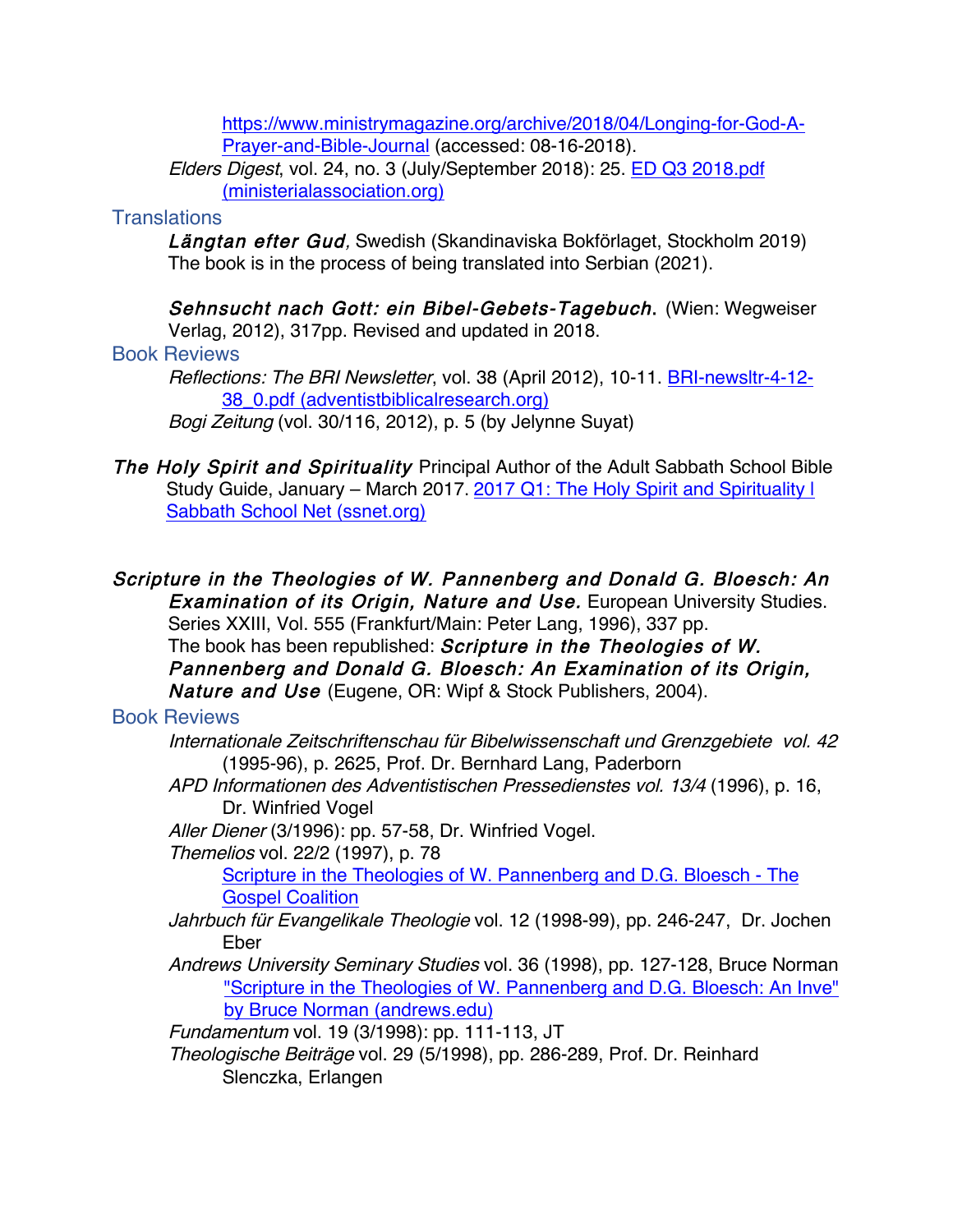https://www.ministrymagazine.org/archive/2018/04/Longing-for-God-A-Prayer-and-Bible-Journal (accessed: 08-16-2018).

*Elders Digest*, vol. 24, no. 3 (July/September 2018): 25. ED Q3 2018.pdf (ministerialassociation.org)

### Translations

***Längtan efter Gud**,* Swedish (Skandinaviska Bokförlaget, Stockholm 2019)
The book is in the process of being translated into Serbian (2021).

***Sehnsucht nach Gott: ein Bibel-Gebets-Tagebuch*.** (Wien: Wegweiser Verlag, 2012), 317pp. Revised and updated in 2018.

### Book Reviews

*Reflections: The BRI Newsletter*, vol. 38 (April 2012), 10-11. BRI-newsltr-4-12-38_0.pdf (adventistbiblicalresearch.org)

*Bogi Zeitung* (vol. 30/116, 2012), p. 5 (by Jelynne Suyat)

***The Holy Spirit and Spirituality*** Principal Author of the Adult Sabbath School Bible Study Guide, January – March 2017. 2017 Q1: The Holy Spirit and Spirituality | Sabbath School Net (ssnet.org)

***Scripture in the Theologies of W. Pannenberg and Donald G. Bloesch: An Examination of its Origin, Nature and Use.*** European University Studies. Series XXIII, Vol. 555 (Frankfurt/Main: Peter Lang, 1996), 337 pp.
The book has been republished: ***Scripture in the Theologies of W. Pannenberg and Donald G. Bloesch: An Examination of its Origin, Nature and Use*** (Eugene, OR: Wipf & Stock Publishers, 2004).

### Book Reviews

*Internationale Zeitschriftenschau für Bibelwissenschaft und Grenzgebiete vol. 42* (1995-96), p. 2625, Prof. Dr. Bernhard Lang, Paderborn

*APD Informationen des Adventistischen Pressedienstes vol. 13/4* (1996), p. 16, Dr. Winfried Vogel

*Aller Diener* (3/1996): pp. 57-58, Dr. Winfried Vogel.

*Themelios* vol. 22/2 (1997), p. 78
Scripture in the Theologies of W. Pannenberg and D.G. Bloesch - The Gospel Coalition

*Jahrbuch für Evangelikale Theologie* vol. 12 (1998-99), pp. 246-247, Dr. Jochen Eber

*Andrews University Seminary Studies* vol. 36 (1998), pp. 127-128, Bruce Norman
"Scripture in the Theologies of W. Pannenberg and D.G. Bloesch: An Inve" by Bruce Norman (andrews.edu)

*Fundamentum* vol. 19 (3/1998): pp. 111-113, JT

*Theologische Beiträge* vol. 29 (5/1998), pp. 286-289, Prof. Dr. Reinhard Slenczka, Erlangen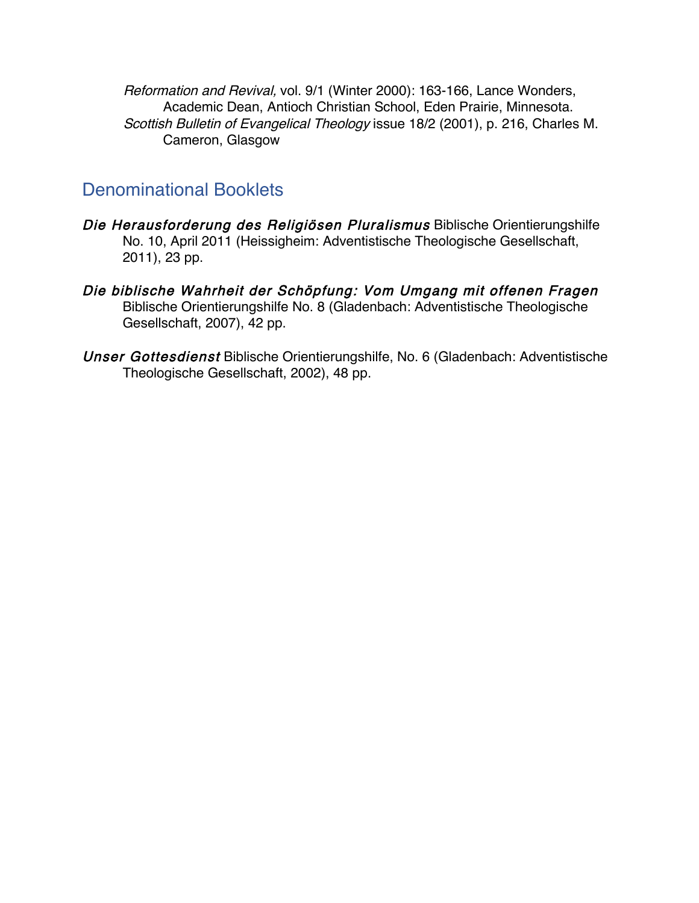*Reformation and Revival,* vol. 9/1 (Winter 2000): 163-166, Lance Wonders, Academic Dean, Antioch Christian School, Eden Prairie, Minnesota.

*Scottish Bulletin of Evangelical Theology* issue 18/2 (2001), p. 216, Charles M. Cameron, Glasgow

## Denominational Booklets

***Die Herausforderung des Religiösen Pluralismus*** Biblische Orientierungshilfe No. 10, April 2011 (Heissigheim: Adventistische Theologische Gesellschaft, 2011), 23 pp.

***Die biblische Wahrheit der Schöpfung: Vom Umgang mit offenen Fragen*** Biblische Orientierungshilfe No. 8 (Gladenbach: Adventistische Theologische Gesellschaft, 2007), 42 pp.

***Unser Gottesdienst*** Biblische Orientierungshilfe, No. 6 (Gladenbach: Adventistische Theologische Gesellschaft, 2002), 48 pp.